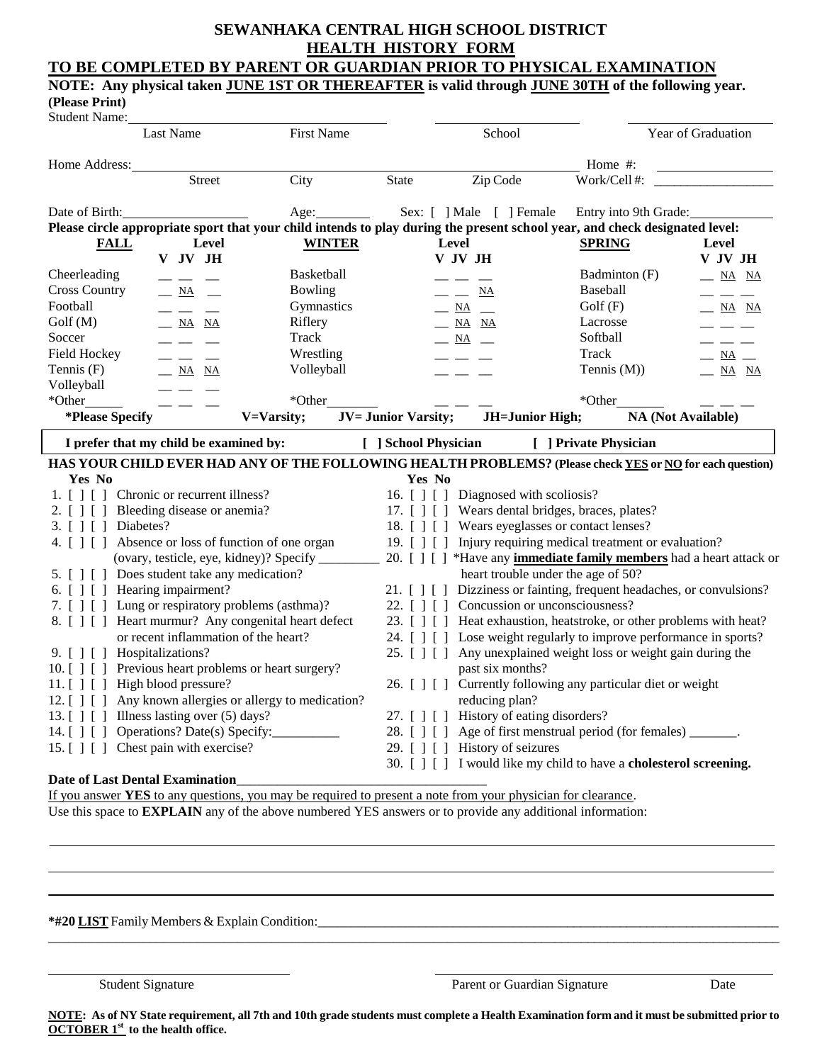# SEWANHAKA CENTRAL HIGH SCHOOL DISTRICT

## HEALTH HISTORY FORM

## TO BE COMPLETED BY PARENT OR GUARDIAN PRIOR TO PHYSICAL EXAMINATION

**NOTE: Any physical taken JUNE 1ST OR THEREAFTER is valid through JUNE 30TH of the following year.**

**(Please Print)**

Student Name: ______________________ ______________________ ______________________ ______________________
Last Name First Name School Year of Graduation

Home Address: ______________________ ______________________ ______________________ ______________________ Home #: ______________________
Street City State Zip Code Work/Cell #: ______________________

Date of Birth: ______________________ Age: __________ Sex: [ ] Male [ ] Female Entry into 9th Grade: ______________

**Please circle appropriate sport that your child intends to play during the present school year, and check designated level:**

| FALL | Level V | Level JV | Level JH | WINTER | Level V | Level JV | Level JH | SPRING | Level V | Level JV | Level JH |
|---|---|---|---|---|---|---|---|---|---|---|---|
| Cheerleading | __ | __ | __ | Basketball | __ | __ | __ | Badminton (F) | __ | NA | NA |
| Cross Country | __ | NA | __ | Bowling | __ | __ | NA | Baseball | __ | __ | __ |
| Football | __ | __ | __ | Gymnastics | __ | NA | __ | Golf (F) | __ | NA | NA |
| Golf (M) | __ | NA | NA | Riflery | __ | NA | NA | Lacrosse | __ | __ | __ |
| Soccer | __ | __ | __ | Track | __ | NA | __ | Softball | __ | __ | __ |
| Field Hockey | __ | __ | __ | Wrestling | __ | __ | __ | Track | __ | NA | __ |
| Tennis (F) | __ | NA | NA | Volleyball | __ | __ | __ | Tennis (M)) | __ | NA | NA |
| Volleyball | __ | __ | __ | | | | | | | | |
| *Other______ | __ | __ | __ | *Other________ | __ | __ | __ | *Other________ | __ | __ | __ |

**\*Please Specify** **V=Varsity; JV= Junior Varsity; JH=Junior High; NA (Not Available)**

**I prefer that my child be examined by: [ ] School Physician [ ] Private Physician**

**HAS YOUR CHILD EVER HAD ANY OF THE FOLLOWING HEALTH PROBLEMS? (Please check YES or NO for each question)**

**Yes No**

1. [ ] [ ] Chronic or recurrent illness?
2. [ ] [ ] Bleeding disease or anemia?
3. [ ] [ ] Diabetes?
4. [ ] [ ] Absence or loss of function of one organ (ovary, testicle, eye, kidney)? Specify _________
5. [ ] [ ] Does student take any medication?
6. [ ] [ ] Hearing impairment?
7. [ ] [ ] Lung or respiratory problems (asthma)?
8. [ ] [ ] Heart murmur? Any congenital heart defect or recent inflammation of the heart?
9. [ ] [ ] Hospitalizations?
10. [ ] [ ] Previous heart problems or heart surgery?
11. [ ] [ ] High blood pressure?
12. [ ] [ ] Any known allergies or allergy to medication?
13. [ ] [ ] Illness lasting over (5) days?
14. [ ] [ ] Operations? Date(s) Specify:__________
15. [ ] [ ] Chest pain with exercise?
16. [ ] [ ] Diagnosed with scoliosis?
17. [ ] [ ] Wears dental bridges, braces, plates?
18. [ ] [ ] Wears eyeglasses or contact lenses?
19. [ ] [ ] Injury requiring medical treatment or evaluation?
20. [ ] [ ] *Have any **immediate family members** had a heart attack or heart trouble under the age of 50?
21. [ ] [ ] Dizziness or fainting, frequent headaches, or convulsions?
22. [ ] [ ] Concussion or unconsciousness?
23. [ ] [ ] Heat exhaustion, heatstroke, or other problems with heat?
24. [ ] [ ] Lose weight regularly to improve performance in sports?
25. [ ] [ ] Any unexplained weight loss or weight gain during the past six months?
26. [ ] [ ] Currently following any particular diet or weight reducing plan?
27. [ ] [ ] History of eating disorders?
28. [ ] [ ] Age of first menstrual period (for females) _______.
29. [ ] [ ] History of seizures
30. [ ] [ ] I would like my child to have a **cholesterol screening.**

**Date of Last Dental Examination**_____________________________________

If you answer **YES** to any questions, you may be required to present a note from your physician for clearance.

Use this space to **EXPLAIN** any of the above numbered YES answers or to provide any additional information:

______________________________________________________________________________

______________________________________________________________________________

______________________________________________________________________________

**\*#20 LIST** Family Members & Explain Condition:_______________________________________________

______________________________________________________________________________

______________________________ ______________________________
Student Signature Parent or Guardian Signature Date

**NOTE: As of NY State requirement, all 7th and 10th grade students must complete a Health Examination form and it must be submitted prior to OCTOBER 1st to the health office.**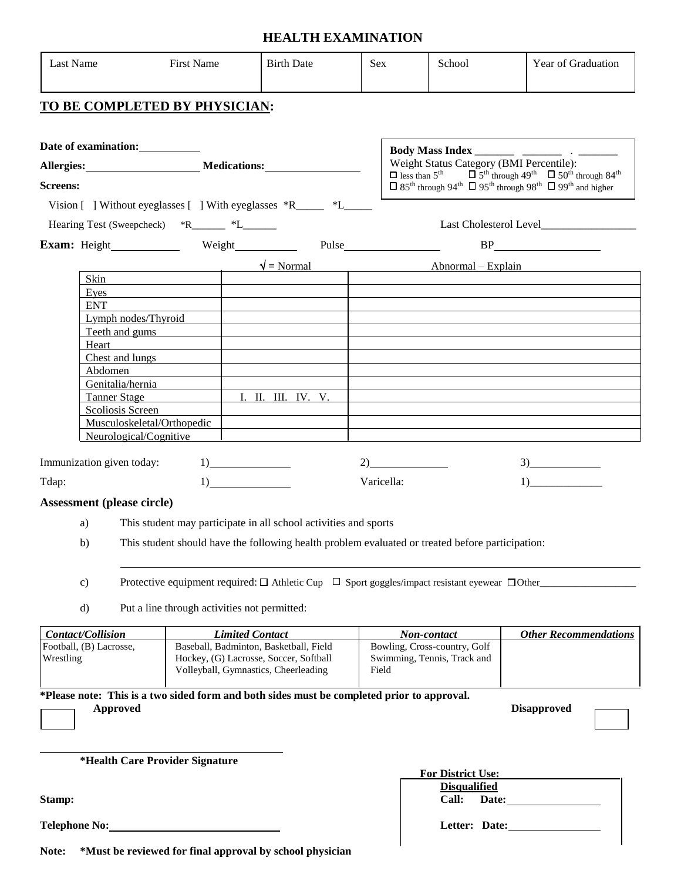# HEALTH EXAMINATION

| Last Name | First Name | Birth Date | Sex | School | Year of Graduation |
|---|---|---|---|---|---|
| | | | | | |

## TO BE COMPLETED BY PHYSICIAN:

**Date of examination:** __________

**Allergies:** ____________________ **Medications:** ____________________

**Screens:**

Vision [ ] Without eyeglasses [ ] With eyeglasses *R_____ *L_____

Hearing Test (Sweepcheck) *R______ *L______

**Body Mass Index** _______ _______ . _______

Weight Status Category (BMI Percentile):

☐ less than 5th ☐ 5th through 49th ☐ 50th through 84th

☐ 85th through 94th ☐ 95th through 98th ☐ 99th and higher

Last Cholesterol Level_________________

**Exam:** Height__________ Weight__________ Pulse________________ BP__________________

| | √ = Normal | Abnormal – Explain |
|---|---|---|
| Skin | | |
| Eyes | | |
| ENT | | |
| Lymph nodes/Thyroid | | |
| Teeth and gums | | |
| Heart | | |
| Chest and lungs | | |
| Abdomen | | |
| Genitalia/hernia | | |
| Tanner Stage | I. II. III. IV. V. | |
| Scoliosis Screen | | |
| Musculoskeletal/Orthopedic | | |
| Neurological/Cognitive | | |

Immunization given today: 1)____________ 2)____________ 3)____________

Tdap: 1)____________ Varicella: 1)____________

**Assessment (please circle)**

a) This student may participate in all school activities and sports

b) This student should have the following health problem evaluated or treated before participation:

_______________________________________________________________

c) Protective equipment required: ☐ Athletic Cup ☐ Sport goggles/impact resistant eyewear ☐ Other__________________

d) Put a line through activities not permitted:

| ***Contact/Collision*** | ***Limited Contact*** | ***Non-contact*** | ***Other Recommendations*** |
|---|---|---|---|
| Football, (B) Lacrosse, Wrestling | Baseball, Badminton, Basketball, Field Hockey, (G) Lacrosse, Soccer, Softball Volleyball, Gymnastics, Cheerleading | Bowling, Cross-country, Golf Swimming, Tennis, Track and Field | |

**\*Please note: This is a two sided form and both sides must be completed prior to approval.**

☐ **Approved** **Disapproved** ☐

______________________________

**\*Health Care Provider Signature**

**Stamp:**

**Telephone No:** ____________________________

**For District Use:**

**Disqualified**

**Call: Date:** ______________

**Letter: Date:** ______________

**Note: \*Must be reviewed for final approval by school physician**